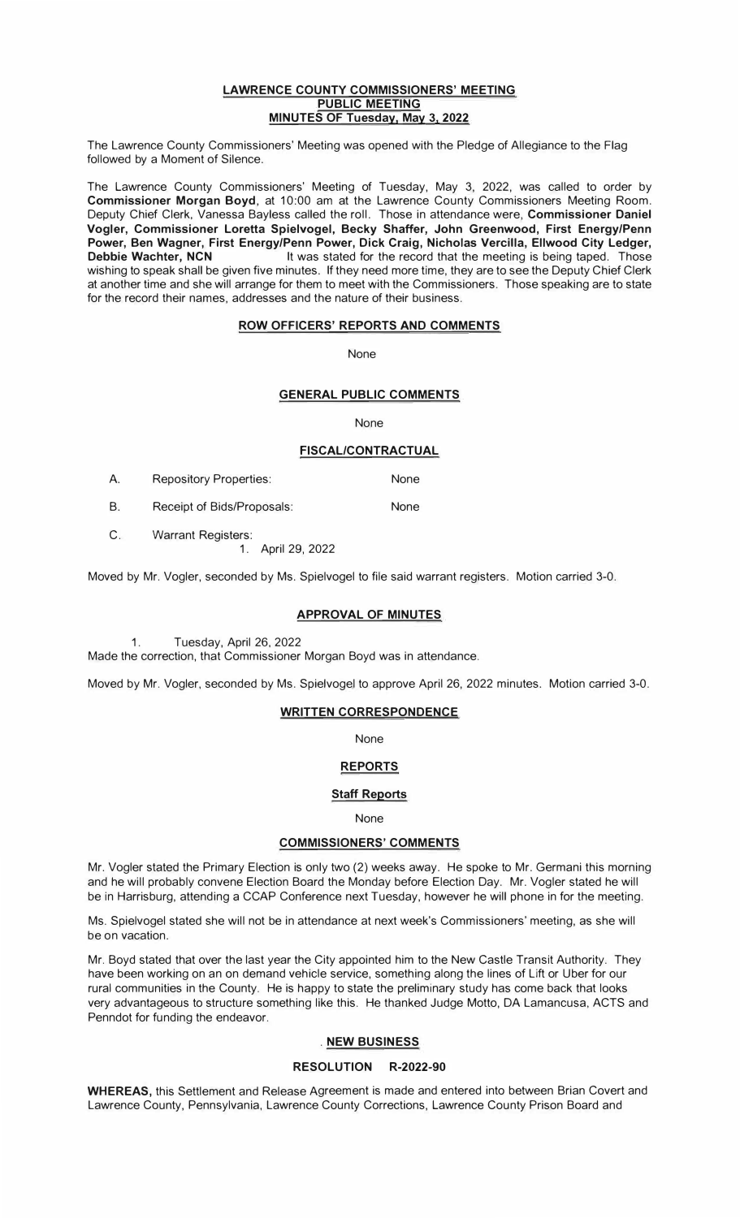**LAWRENCE COUNTY COMMISSIONERS' MEETING**
**PUBLIC MEETING**
**MINUTES OF Tuesday, May 3, 2022**

The Lawrence County Commissioners' Meeting was opened with the Pledge of Allegiance to the Flag followed by a Moment of Silence.

The Lawrence County Commissioners' Meeting of Tuesday, May 3, 2022, was called to order by **Commissioner Morgan Boyd**, at 10:00 am at the Lawrence County Commissioners Meeting Room. Deputy Chief Clerk, Vanessa Bayless called the roll. Those in attendance were, **Commissioner Daniel Vogler, Commissioner Loretta Spielvogel, Becky Shaffer, John Greenwood, First Energy/Penn Power, Ben Wagner, First Energy/Penn Power, Dick Craig, Nicholas Vercilla, Ellwood City Ledger, Debbie Wachter, NCN** It was stated for the record that the meeting is being taped. Those wishing to speak shall be given five minutes. If they need more time, they are to see the Deputy Chief Clerk at another time and she will arrange for them to meet with the Commissioners. Those speaking are to state for the record their names, addresses and the nature of their business.

**ROW OFFICERS' REPORTS AND COMMENTS**

None

**GENERAL PUBLIC COMMENTS**

None

**FISCAL/CONTRACTUAL**

A. Repository Properties: None

B. Receipt of Bids/Proposals: None

C. Warrant Registers:
   1. April 29, 2022

Moved by Mr. Vogler, seconded by Ms. Spielvogel to file said warrant registers. Motion carried 3-0.

**APPROVAL OF MINUTES**

1. Tuesday, April 26, 2022

Made the correction, that Commissioner Morgan Boyd was in attendance.

Moved by Mr. Vogler, seconded by Ms. Spielvogel to approve April 26, 2022 minutes. Motion carried 3-0.

**WRITTEN CORRESPONDENCE**

None

**REPORTS**

**Staff Reports**

None

**COMMISSIONERS' COMMENTS**

Mr. Vogler stated the Primary Election is only two (2) weeks away. He spoke to Mr. Germani this morning and he will probably convene Election Board the Monday before Election Day. Mr. Vogler stated he will be in Harrisburg, attending a CCAP Conference next Tuesday, however he will phone in for the meeting.

Ms. Spielvogel stated she will not be in attendance at next week's Commissioners' meeting, as she will be on vacation.

Mr. Boyd stated that over the last year the City appointed him to the New Castle Transit Authority. They have been working on an on demand vehicle service, something along the lines of Lift or Uber for our rural communities in the County. He is happy to state the preliminary study has come back that looks very advantageous to structure something like this. He thanked Judge Motto, DA Lamancusa, ACTS and Penndot for funding the endeavor.

**NEW BUSINESS**

**RESOLUTION R-2022-90**

**WHEREAS,** this Settlement and Release Agreement is made and entered into between Brian Covert and Lawrence County, Pennsylvania, Lawrence County Corrections, Lawrence County Prison Board and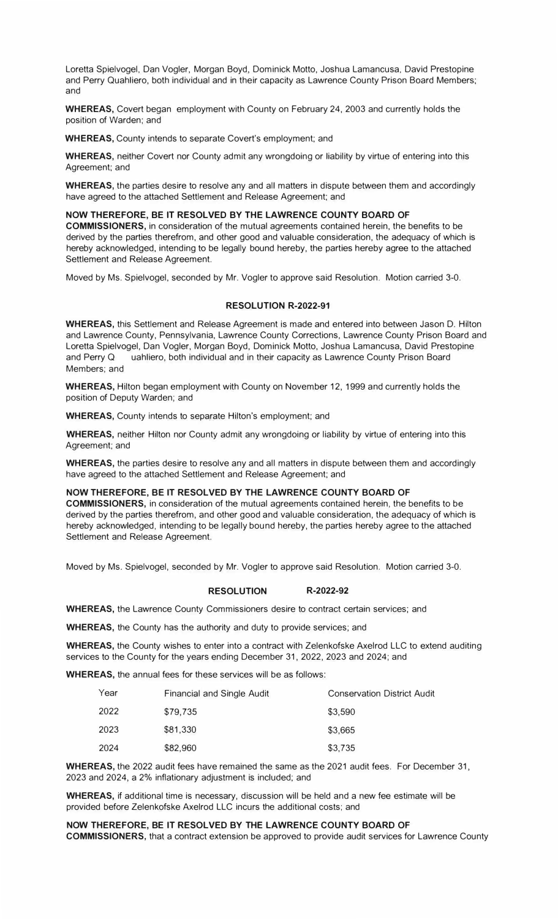Loretta Spielvogel, Dan Vogler, Morgan Boyd, Dominick Motto, Joshua Lamancusa, David Prestopine and Perry Quahliero, both individual and in their capacity as Lawrence County Prison Board Members; and

**WHEREAS,** Covert began employment with County on February 24, 2003 and currently holds the position of Warden; and

**WHEREAS,** County intends to separate Covert's employment; and

**WHEREAS,** neither Covert nor County admit any wrongdoing or liability by virtue of entering into this Agreement; and

**WHEREAS,** the parties desire to resolve any and all matters in dispute between them and accordingly have agreed to the attached Settlement and Release Agreement; and

**NOW THEREFORE, BE IT RESOLVED BY THE LAWRENCE COUNTY BOARD OF COMMISSIONERS,** in consideration of the mutual agreements contained herein, the benefits to be derived by the parties therefrom, and other good and valuable consideration, the adequacy of which is hereby acknowledged, intending to be legally bound hereby, the parties hereby agree to the attached Settlement and Release Agreement.

Moved by Ms. Spielvogel, seconded by Mr. Vogler to approve said Resolution. Motion carried 3-0.

**RESOLUTION R-2022-91**

**WHEREAS,** this Settlement and Release Agreement is made and entered into between Jason D. Hilton and Lawrence County, Pennsylvania, Lawrence County Corrections, Lawrence County Prison Board and Loretta Spielvogel, Dan Vogler, Morgan Boyd, Dominick Motto, Joshua Lamancusa, David Prestopine and Perry Q uahliero, both individual and in their capacity as Lawrence County Prison Board Members; and

**WHEREAS,** Hilton began employment with County on November 12, 1999 and currently holds the position of Deputy Warden; and

**WHEREAS,** County intends to separate Hilton's employment; and

**WHEREAS,** neither Hilton nor County admit any wrongdoing or liability by virtue of entering into this Agreement; and

**WHEREAS,** the parties desire to resolve any and all matters in dispute between them and accordingly have agreed to the attached Settlement and Release Agreement; and

**NOW THEREFORE, BE IT RESOLVED BY THE LAWRENCE COUNTY BOARD OF COMMISSIONERS,** in consideration of the mutual agreements contained herein, the benefits to be derived by the parties therefrom, and other good and valuable consideration, the adequacy of which is hereby acknowledged, intending to be legally bound hereby, the parties hereby agree to the attached Settlement and Release Agreement.

Moved by Ms. Spielvogel, seconded by Mr. Vogler to approve said Resolution. Motion carried 3-0.

**RESOLUTION R-2022-92**

**WHEREAS,** the Lawrence County Commissioners desire to contract certain services; and

**WHEREAS,** the County has the authority and duty to provide services; and

**WHEREAS,** the County wishes to enter into a contract with Zelenkofske Axelrod LLC to extend auditing services to the County for the years ending December 31, 2022, 2023 and 2024; and

**WHEREAS,** the annual fees for these services will be as follows:

| Year | Financial and Single Audit | Conservation District Audit |
|---|---|---|
| 2022 | $79,735 | $3,590 |
| 2023 | $81,330 | $3,665 |
| 2024 | $82,960 | $3,735 |

**WHEREAS,** the 2022 audit fees have remained the same as the 2021 audit fees. For December 31, 2023 and 2024, a 2% inflationary adjustment is included; and

**WHEREAS,** if additional time is necessary, discussion will be held and a new fee estimate will be provided before Zelenkofske Axelrod LLC incurs the additional costs; and

**NOW THEREFORE, BE IT RESOLVED BY THE LAWRENCE COUNTY BOARD OF COMMISSIONERS,** that a contract extension be approved to provide audit services for Lawrence County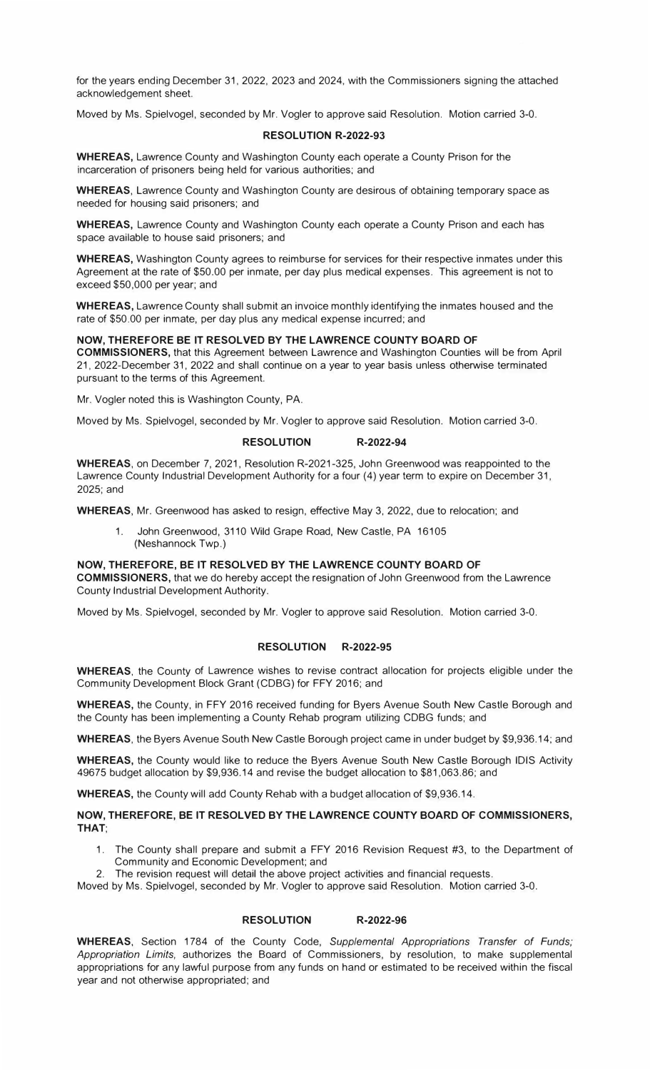for the years ending December 31, 2022, 2023 and 2024, with the Commissioners signing the attached acknowledgement sheet.

Moved by Ms. Spielvogel, seconded by Mr. Vogler to approve said Resolution. Motion carried 3-0.

**RESOLUTION R-2022-93**

**WHEREAS,** Lawrence County and Washington County each operate a County Prison for the incarceration of prisoners being held for various authorities; and

**WHEREAS**, Lawrence County and Washington County are desirous of obtaining temporary space as needed for housing said prisoners; and

**WHEREAS,** Lawrence County and Washington County each operate a County Prison and each has space available to house said prisoners; and

**WHEREAS,** Washington County agrees to reimburse for services for their respective inmates under this Agreement at the rate of $50.00 per inmate, per day plus medical expenses. This agreement is not to exceed $50,000 per year; and

**WHEREAS,** Lawrence County shall submit an invoice monthly identifying the inmates housed and the rate of $50.00 per inmate, per day plus any medical expense incurred; and

**NOW, THEREFORE BE IT RESOLVED BY THE LAWRENCE COUNTY BOARD OF COMMISSIONERS,** that this Agreement between Lawrence and Washington Counties will be from April 21, 2022-December 31, 2022 and shall continue on a year to year basis unless otherwise terminated pursuant to the terms of this Agreement.

Mr. Vogler noted this is Washington County, PA.

Moved by Ms. Spielvogel, seconded by Mr. Vogler to approve said Resolution. Motion carried 3-0.

**RESOLUTION R-2022-94**

**WHEREAS**, on December 7, 2021, Resolution R-2021-325, John Greenwood was reappointed to the Lawrence County Industrial Development Authority for a four (4) year term to expire on December 31, 2025; and

**WHEREAS**, Mr. Greenwood has asked to resign, effective May 3, 2022, due to relocation; and

1. John Greenwood, 3110 Wild Grape Road, New Castle, PA 16105 (Neshannock Twp.)

**NOW, THEREFORE, BE IT RESOLVED BY THE LAWRENCE COUNTY BOARD OF COMMISSIONERS,** that we do hereby accept the resignation of John Greenwood from the Lawrence County Industrial Development Authority.

Moved by Ms. Spielvogel, seconded by Mr. Vogler to approve said Resolution. Motion carried 3-0.

**RESOLUTION R-2022-95**

**WHEREAS**, the County of Lawrence wishes to revise contract allocation for projects eligible under the Community Development Block Grant (CDBG) for FFY 2016; and

**WHEREAS,** the County, in FFY 2016 received funding for Byers Avenue South New Castle Borough and the County has been implementing a County Rehab program utilizing CDBG funds; and

**WHEREAS**, the Byers Avenue South New Castle Borough project came in under budget by $9,936.14; and

**WHEREAS,** the County would like to reduce the Byers Avenue South New Castle Borough IDIS Activity 49675 budget allocation by $9,936.14 and revise the budget allocation to $81,063.86; and

**WHEREAS,** the County will add County Rehab with a budget allocation of $9,936.14.

**NOW, THEREFORE, BE IT RESOLVED BY THE LAWRENCE COUNTY BOARD OF COMMISSIONERS, THAT**;

1. The County shall prepare and submit a FFY 2016 Revision Request #3, to the Department of Community and Economic Development; and
2. The revision request will detail the above project activities and financial requests.

Moved by Ms. Spielvogel, seconded by Mr. Vogler to approve said Resolution. Motion carried 3-0.

**RESOLUTION R-2022-96**

**WHEREAS**, Section 1784 of the County Code, *Supplemental Appropriations Transfer of Funds; Appropriation Limits,* authorizes the Board of Commissioners, by resolution, to make supplemental appropriations for any lawful purpose from any funds on hand or estimated to be received within the fiscal year and not otherwise appropriated; and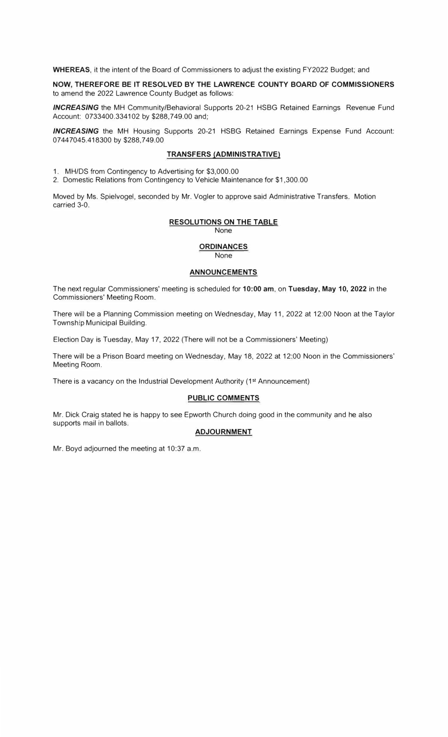**WHEREAS**, it the intent of the Board of Commissioners to adjust the existing FY2022 Budget; and

**NOW, THEREFORE BE IT RESOLVED BY THE LAWRENCE COUNTY BOARD OF COMMISSIONERS** to amend the 2022 Lawrence County Budget as follows:

***INCREASING*** the MH Community/Behavioral Supports 20-21 HSBG Retained Earnings Revenue Fund Account: 0733400.334102 by $288,749.00 and;

***INCREASING*** the MH Housing Supports 20-21 HSBG Retained Earnings Expense Fund Account: 07447045.418300 by $288,749.00

## TRANSFERS (ADMINISTRATIVE)

1. MH/DS from Contingency to Advertising for $3,000.00
2. Domestic Relations from Contingency to Vehicle Maintenance for $1,300.00

Moved by Ms. Spielvogel, seconded by Mr. Vogler to approve said Administrative Transfers. Motion carried 3-0.

## RESOLUTIONS ON THE TABLE

None

## ORDINANCES

None

## ANNOUNCEMENTS

The next regular Commissioners' meeting is scheduled for **10:00 am**, on **Tuesday, May 10, 2022** in the Commissioners' Meeting Room.

There will be a Planning Commission meeting on Wednesday, May 11, 2022 at 12:00 Noon at the Taylor Township Municipal Building.

Election Day is Tuesday, May 17, 2022 (There will not be a Commissioners' Meeting)

There will be a Prison Board meeting on Wednesday, May 18, 2022 at 12:00 Noon in the Commissioners' Meeting Room.

There is a vacancy on the Industrial Development Authority (1st Announcement)

## PUBLIC COMMENTS

Mr. Dick Craig stated he is happy to see Epworth Church doing good in the community and he also supports mail in ballots.

## ADJOURNMENT

Mr. Boyd adjourned the meeting at 10:37 a.m.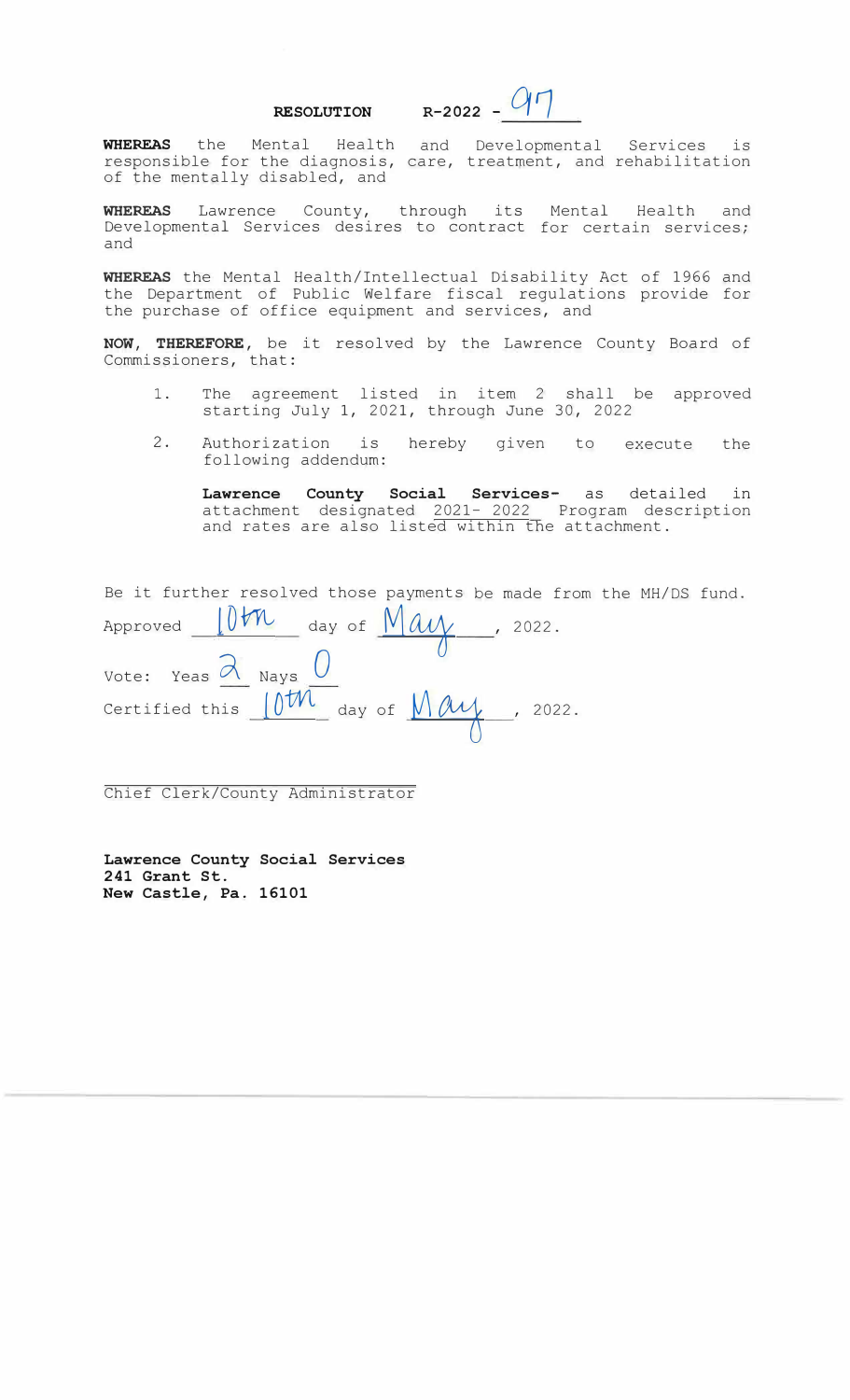**RESOLUTION** R-2022 - 97

**WHEREAS** the Mental Health and Developmental Services is responsible for the diagnosis, care, treatment, and rehabilitation of the mentally disabled, and

**WHEREAS** Lawrence County, through its Mental Health and Developmental Services desires to contract for certain services; and

**WHEREAS** the Mental Health/Intellectual Disability Act of 1966 and the Department of Public Welfare fiscal regulations provide for the purchase of office equipment and services, and

**NOW, THEREFORE,** be it resolved by the Lawrence County Board of Commissioners, that:

1. The agreement listed in item 2 shall be approved starting July 1, 2021, through June 30, 2022
2. Authorization is hereby given to execute the following addendum:

   **Lawrence County Social Services-** as detailed in attachment designated 2021- 2022 Program description and rates are also listed within the attachment.

Be it further resolved those payments be made from the MH/DS fund.

Approved 10th day of May, 2022.

Vote: Yeas 2 Nays 0

Certified this 10th day of May, 2022.

Chief Clerk/County Administrator

**Lawrence County Social Services**
**241 Grant St.**
**New Castle, Pa. 16101**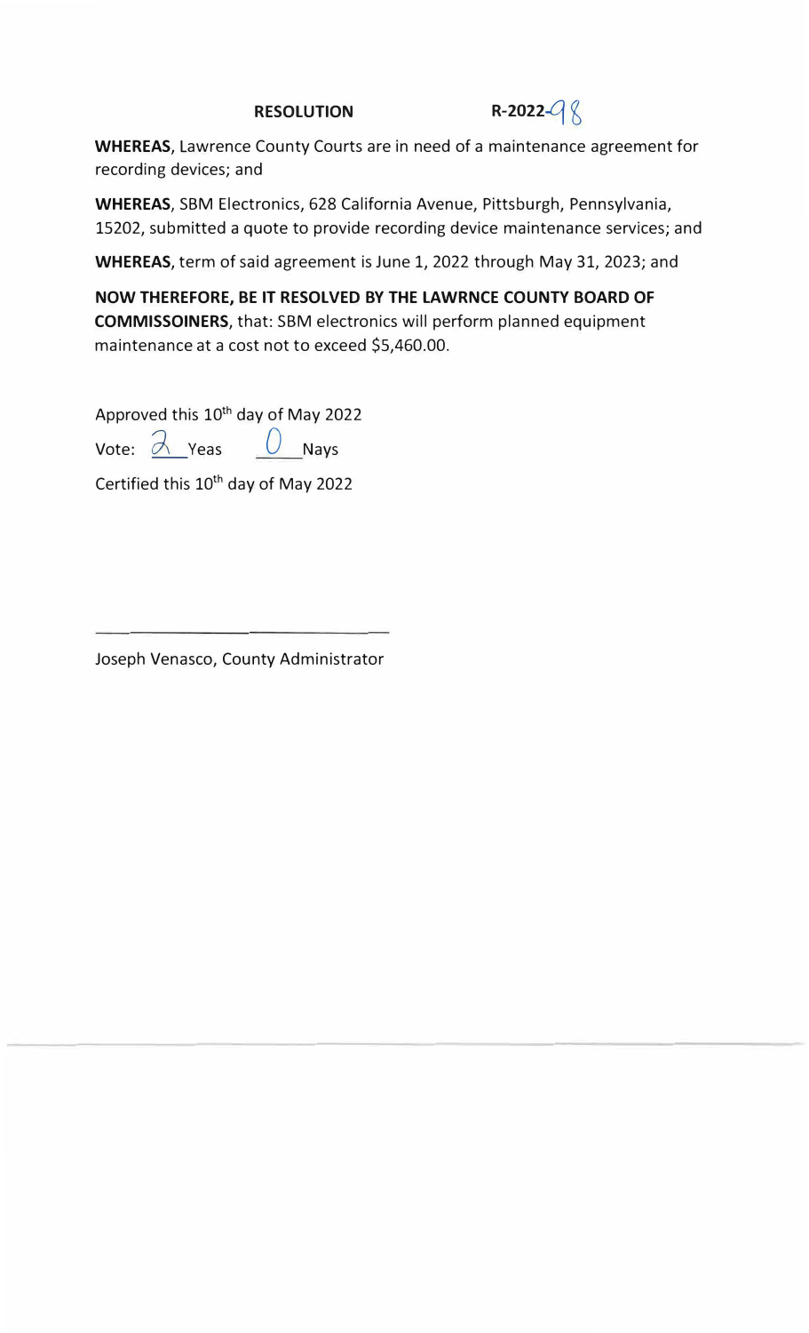**RESOLUTION** **R-2022-98**

**WHEREAS**, Lawrence County Courts are in need of a maintenance agreement for recording devices; and

**WHEREAS**, SBM Electronics, 628 California Avenue, Pittsburgh, Pennsylvania, 15202, submitted a quote to provide recording device maintenance services; and

**WHEREAS**, term of said agreement is June 1, 2022 through May 31, 2023; and

**NOW THEREFORE, BE IT RESOLVED BY THE LAWRNCE COUNTY BOARD OF COMMISSOINERS**, that: SBM electronics will perform planned equipment maintenance at a cost not to exceed $5,460.00.

Approved this 10th day of May 2022

Vote: 2 Yeas 0 Nays

Certified this 10th day of May 2022

\_\_\_\_\_\_\_\_\_\_\_\_\_\_\_\_\_\_\_\_\_\_\_\_\_\_\_\_\_\_

Joseph Venasco, County Administrator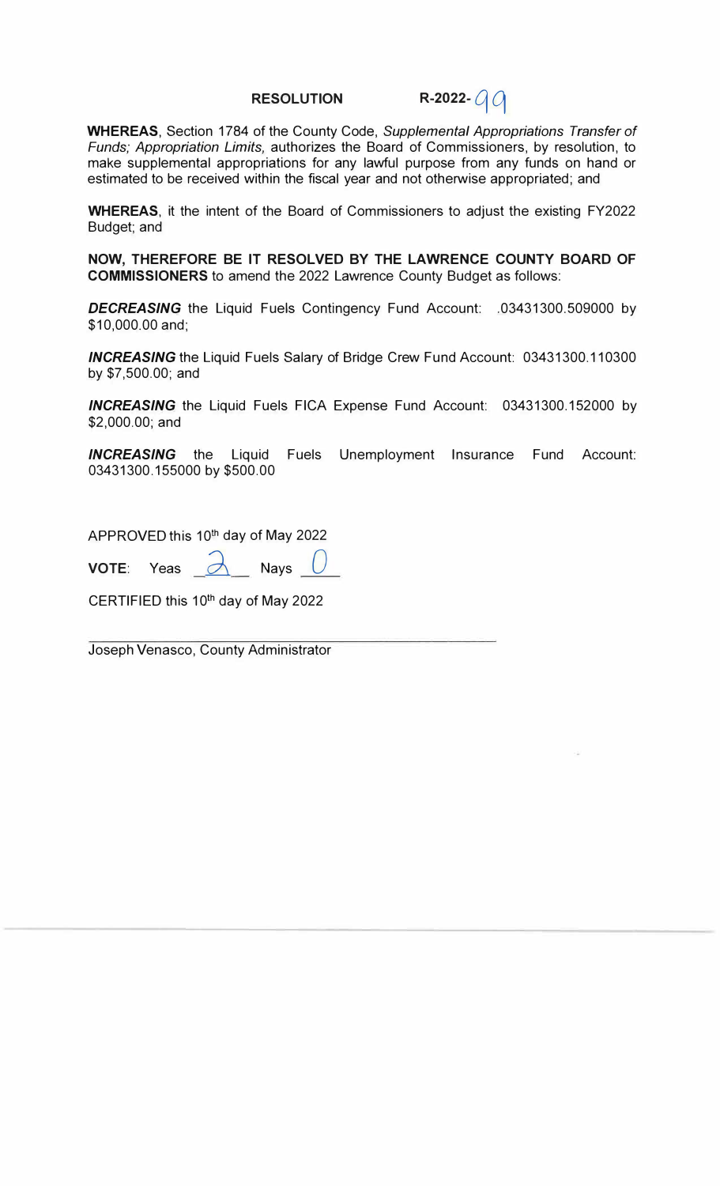**RESOLUTION** **R-2022-99**

**WHEREAS**, Section 1784 of the County Code, *Supplemental Appropriations Transfer of Funds; Appropriation Limits,* authorizes the Board of Commissioners, by resolution, to make supplemental appropriations for any lawful purpose from any funds on hand or estimated to be received within the fiscal year and not otherwise appropriated; and

**WHEREAS**, it the intent of the Board of Commissioners to adjust the existing FY2022 Budget; and

**NOW, THEREFORE BE IT RESOLVED BY THE LAWRENCE COUNTY BOARD OF COMMISSIONERS** to amend the 2022 Lawrence County Budget as follows:

***DECREASING*** the Liquid Fuels Contingency Fund Account: .03431300.509000 by $10,000.00 and;

***INCREASING*** the Liquid Fuels Salary of Bridge Crew Fund Account: 03431300.110300 by $7,500.00; and

***INCREASING*** the Liquid Fuels FICA Expense Fund Account: 03431300.152000 by $2,000.00; and

***INCREASING*** the Liquid Fuels Unemployment Insurance Fund Account: 03431300.155000 by $500.00

APPROVED this 10th day of May 2022

**VOTE**: Yeas 2 Nays 0

CERTIFIED this 10th day of May 2022

_______________________________________

Joseph Venasco, County Administrator